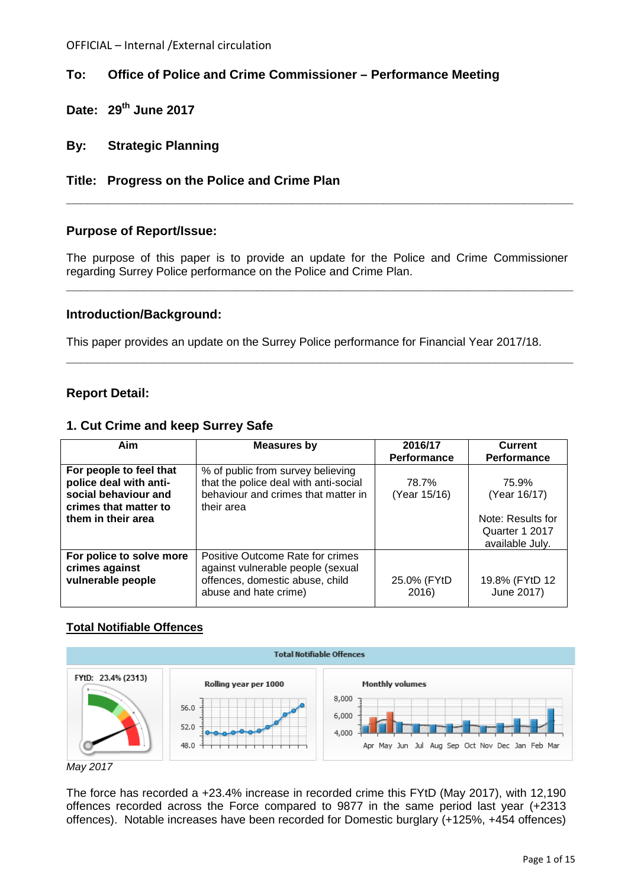OFFICIAL – Internal /External circulation

**To: Office of Police and Crime Commissioner – Performance Meeting**

**Date: 29th June 2017**

**By: Strategic Planning**

**Title: Progress on the Police and Crime Plan**

---

## Purpose of Report/Issue:

The purpose of this paper is to provide an update for the Police and Crime Commissioner regarding Surrey Police performance on the Police and Crime Plan.

---

## Introduction/Background:

This paper provides an update on the Surrey Police performance for Financial Year 2017/18.

---

## Report Detail:

### 1. Cut Crime and keep Surrey Safe

| Aim | Measures by | 2016/17 Performance | Current Performance |
|---|---|---|---|
| **For people to feel that police deal with anti-social behaviour and crimes that matter to them in their area** | % of public from survey believing that the police deal with anti-social behaviour and crimes that matter in their area | 78.7% (Year 15/16) | 75.9% (Year 16/17) Note: Results for Quarter 1 2017 available July. |
| **For police to solve more crimes against vulnerable people** | Positive Outcome Rate for crimes against vulnerable people (sexual offences, domestic abuse, child abuse and hate crime) | 25.0% (FYtD 2016) | 19.8% (FYtD 12 June 2017) |

**Total Notifiable Offences**

Total Notifiable Offences

FYtD: 23.4% (2313)

Rolling year per 1000

Monthly volumes

*May 2017*

The force has recorded a +23.4% increase in recorded crime this FYtD (May 2017), with 12,190 offences recorded across the Force compared to 9877 in the same period last year (+2313 offences). Notable increases have been recorded for Domestic burglary (+125%, +454 offences)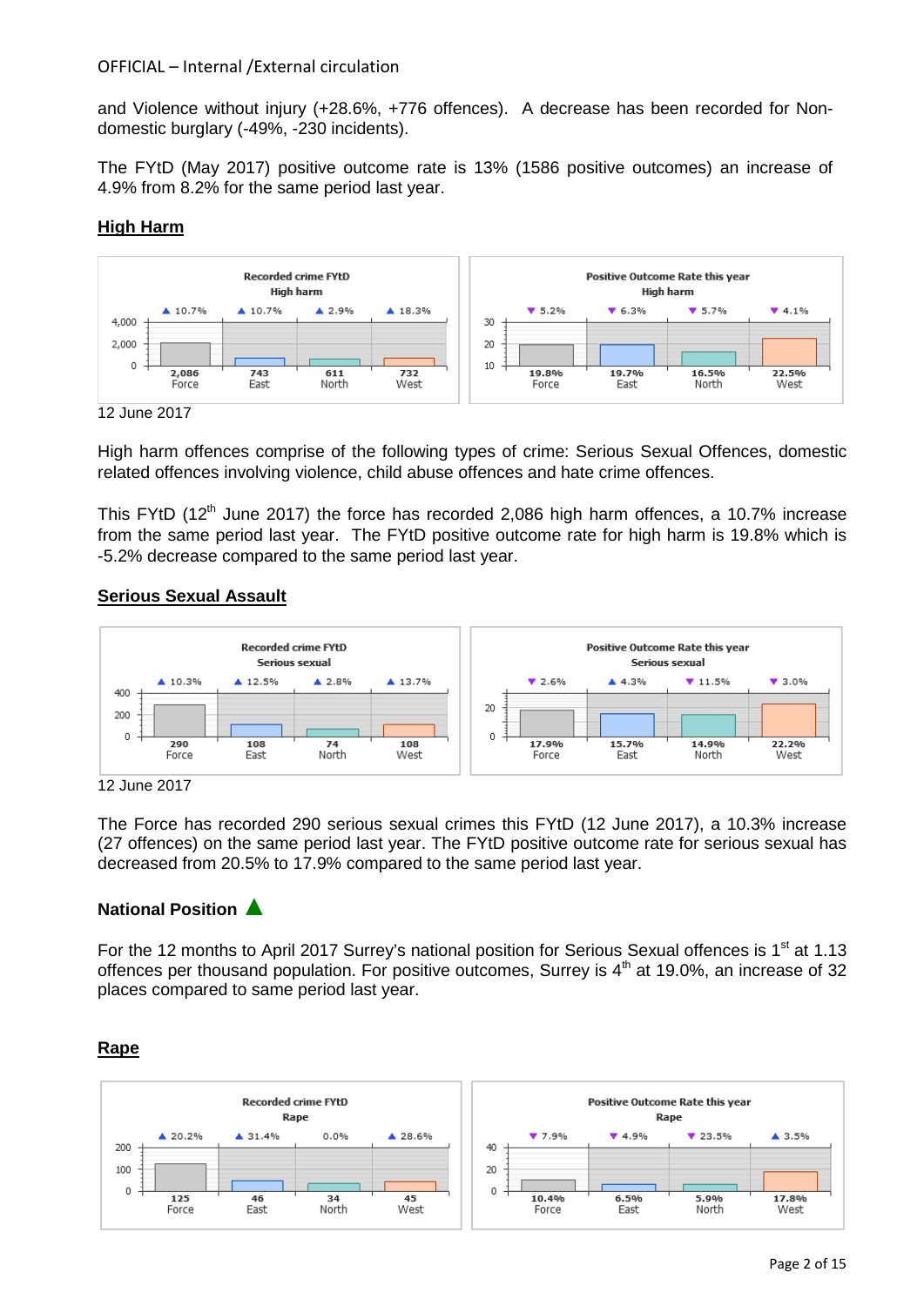OFFICIAL – Internal /External circulation

and Violence without injury (+28.6%, +776 offences). A decrease has been recorded for Non-domestic burglary (-49%, -230 incidents).

The FYtD (May 2017) positive outcome rate is 13% (1586 positive outcomes) an increase of 4.9% from 8.2% for the same period last year.

## High Harm

| Recorded crime FYtD High harm | Force | East | North | West |
|---|---|---|---|---|
| Change | ▲ 10.7% | ▲ 10.7% | ▲ 2.9% | ▲ 18.3% |
| Offences | 2,086 | 743 | 611 | 732 |

| Positive Outcome Rate this year High harm | Force | East | North | West |
|---|---|---|---|---|
| Change | ▼ 5.2% | ▼ 6.3% | ▼ 5.7% | ▼ 4.1% |
| Rate | 19.8% | 19.7% | 16.5% | 22.5% |

12 June 2017

High harm offences comprise of the following types of crime: Serious Sexual Offences, domestic related offences involving violence, child abuse offences and hate crime offences.

This FYtD (12th June 2017) the force has recorded 2,086 high harm offences, a 10.7% increase from the same period last year. The FYtD positive outcome rate for high harm is 19.8% which is -5.2% decrease compared to the same period last year.

## Serious Sexual Assault

| Recorded crime FYtD Serious sexual | Force | East | North | West |
|---|---|---|---|---|
| Change | ▲ 10.3% | ▲ 12.5% | ▲ 2.8% | ▲ 13.7% |
| Offences | 290 | 108 | 74 | 108 |

| Positive Outcome Rate this year Serious sexual | Force | East | North | West |
|---|---|---|---|---|
| Change | ▼ 2.6% | ▲ 4.3% | ▼ 11.5% | ▼ 3.0% |
| Rate | 17.9% | 15.7% | 14.9% | 22.2% |

12 June 2017

The Force has recorded 290 serious sexual crimes this FYtD (12 June 2017), a 10.3% increase (27 offences) on the same period last year. The FYtD positive outcome rate for serious sexual has decreased from 20.5% to 17.9% compared to the same period last year.

### National Position ▲

For the 12 months to April 2017 Surrey's national position for Serious Sexual offences is 1st at 1.13 offences per thousand population. For positive outcomes, Surrey is 4th at 19.0%, an increase of 32 places compared to same period last year.

## Rape

| Recorded crime FYtD Rape | Force | East | North | West |
|---|---|---|---|---|
| Change | ▲ 20.2% | ▲ 31.4% | 0.0% | ▲ 28.6% |
| Offences | 125 | 46 | 34 | 45 |

| Positive Outcome Rate this year Rape | Force | East | North | West |
|---|---|---|---|---|
| Change | ▼ 7.9% | ▼ 4.9% | ▼ 23.5% | ▲ 3.5% |
| Rate | 10.4% | 6.5% | 5.9% | 17.8% |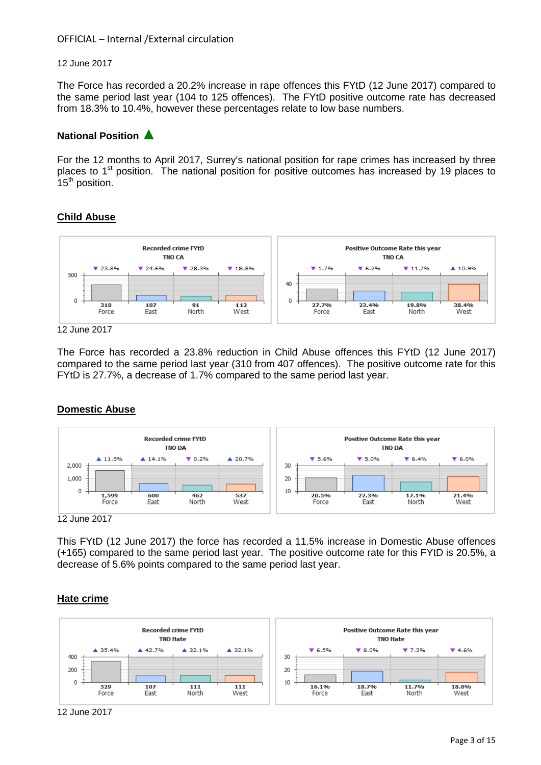OFFICIAL – Internal /External circulation

12 June 2017

The Force has recorded a 20.2% increase in rape offences this FYtD (12 June 2017) compared to the same period last year (104 to 125 offences). The FYtD positive outcome rate has decreased from 18.3% to 10.4%, however these percentages relate to low base numbers.

**National Position** ▲

For the 12 months to April 2017, Surrey's national position for rape crimes has increased by three places to 1st position. The national position for positive outcomes has increased by 19 places to 15th position.

## Child Abuse

**Recorded crime FYtD — TNO CA**

| | Force | East | North | West |
|---|---|---|---|---|
| Recorded | 310 | 107 | 91 | 112 |
| Change | ▼ 23.8% | ▼ 24.6% | ▼ 28.3% | ▼ 18.8% |

**Positive Outcome Rate this year — TNO CA**

| | Force | East | North | West |
|---|---|---|---|---|
| Rate | 27.7% | 23.4% | 19.8% | 38.4% |
| Change | ▼ 1.7% | ▼ 6.2% | ▼ 11.7% | ▲ 10.9% |

12 June 2017

The Force has recorded a 23.8% reduction in Child Abuse offences this FYtD (12 June 2017) compared to the same period last year (310 from 407 offences). The positive outcome rate for this FYtD is 27.7%, a decrease of 1.7% compared to the same period last year.

## Domestic Abuse

**Recorded crime FYtD — TNO DA**

| | Force | East | North | West |
|---|---|---|---|---|
| Recorded | 1,599 | 600 | 462 | 537 |
| Change | ▲ 11.5% | ▲ 14.1% | ▼ 0.2% | ▲ 20.7% |

**Positive Outcome Rate this year — TNO DA**

| | Force | East | North | West |
|---|---|---|---|---|
| Rate | 20.5% | 22.3% | 17.1% | 21.4% |
| Change | ▼ 5.6% | ▼ 5.0% | ▼ 6.4% | ▼ 6.0% |

12 June 2017

This FYtD (12 June 2017) the force has recorded a 11.5% increase in Domestic Abuse offences (+165) compared to the same period last year. The positive outcome rate for this FYtD is 20.5%, a decrease of 5.6% points compared to the same period last year.

## Hate crime

**Recorded crime FYtD — TNO Hate**

| | Force | East | North | West |
|---|---|---|---|---|
| Recorded | 329 | 107 | 111 | 111 |
| Change | ▲ 35.4% | ▲ 42.7% | ▲ 32.1% | ▲ 32.1% |

**Positive Outcome Rate this year — TNO Hate**

| | Force | East | North | West |
|---|---|---|---|---|
| Rate | 16.1% | 18.7% | 11.7% | 18.0% |
| Change | ▼ 6.5% | ▼ 8.0% | ▼ 7.3% | ▼ 4.6% |

12 June 2017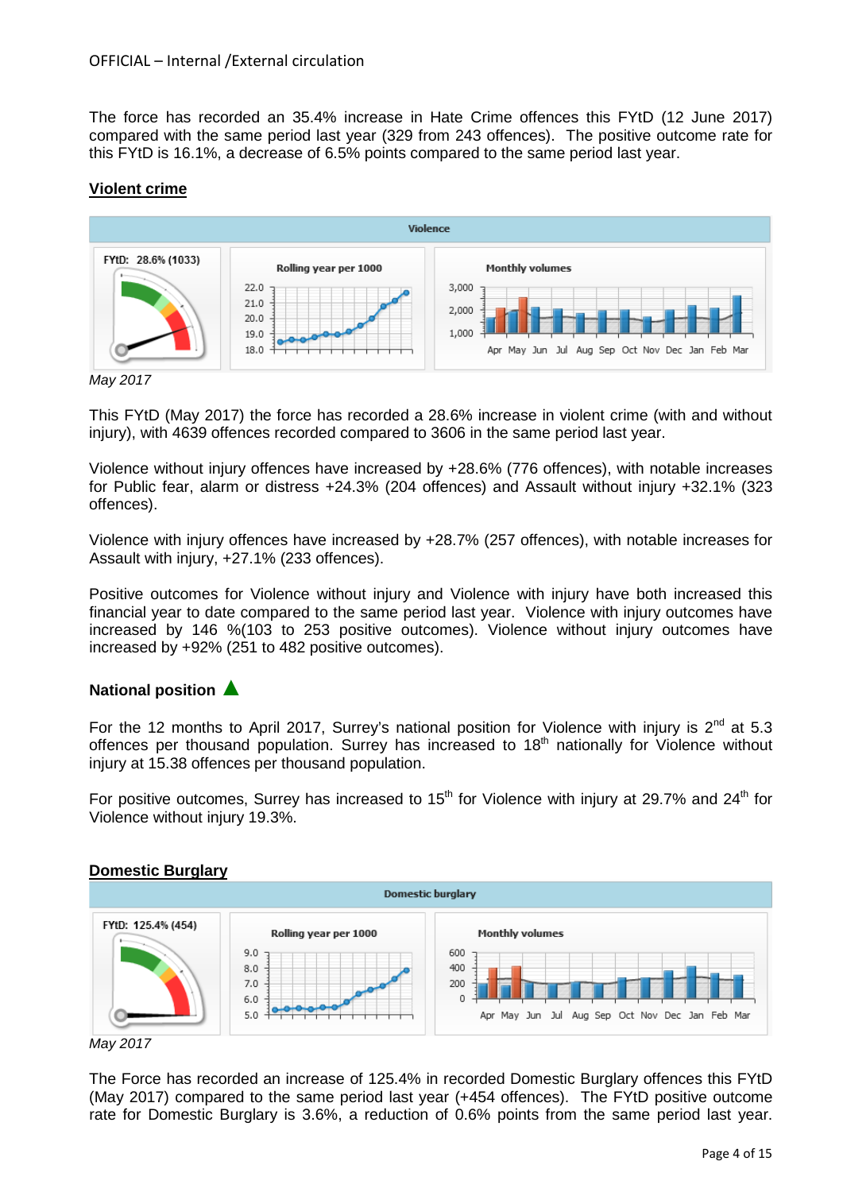The force has recorded an 35.4% increase in Hate Crime offences this FYtD (12 June 2017) compared with the same period last year (329 from 243 offences). The positive outcome rate for this FYtD is 16.1%, a decrease of 6.5% points compared to the same period last year.

## Violent crime

*May 2017*

This FYtD (May 2017) the force has recorded a 28.6% increase in violent crime (with and without injury), with 4639 offences recorded compared to 3606 in the same period last year.

Violence without injury offences have increased by +28.6% (776 offences), with notable increases for Public fear, alarm or distress +24.3% (204 offences) and Assault without injury +32.1% (323 offences).

Violence with injury offences have increased by +28.7% (257 offences), with notable increases for Assault with injury, +27.1% (233 offences).

Positive outcomes for Violence without injury and Violence with injury have both increased this financial year to date compared to the same period last year. Violence with injury outcomes have increased by 146 %(103 to 253 positive outcomes). Violence without injury outcomes have increased by +92% (251 to 482 positive outcomes).

### National position ▲

For the 12 months to April 2017, Surrey's national position for Violence with injury is 2nd at 5.3 offences per thousand population. Surrey has increased to 18th nationally for Violence without injury at 15.38 offences per thousand population.

For positive outcomes, Surrey has increased to 15th for Violence with injury at 29.7% and 24th for Violence without injury 19.3%.

## Domestic Burglary

*May 2017*

The Force has recorded an increase of 125.4% in recorded Domestic Burglary offences this FYtD (May 2017) compared to the same period last year (+454 offences). The FYtD positive outcome rate for Domestic Burglary is 3.6%, a reduction of 0.6% points from the same period last year.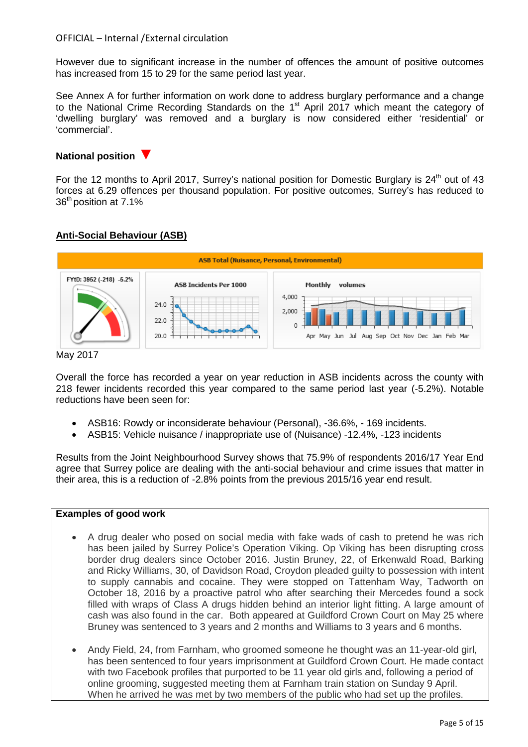However due to significant increase in the number of offences the amount of positive outcomes has increased from 15 to 29 for the same period last year.

See Annex A for further information on work done to address burglary performance and a change to the National Crime Recording Standards on the 1st April 2017 which meant the category of 'dwelling burglary' was removed and a burglary is now considered either 'residential' or 'commercial'.

**National position** ▼

For the 12 months to April 2017, Surrey's national position for Domestic Burglary is 24th out of 43 forces at 6.29 offences per thousand population. For positive outcomes, Surrey's has reduced to 36th position at 7.1%

## Anti-Social Behaviour (ASB)

ASB Total (Nuisance, Personal, Environmental)

FYtD: 3952 (-218) -5.2%

ASB Incidents Per 1000

Monthly volumes

May 2017

Overall the force has recorded a year on year reduction in ASB incidents across the county with 218 fewer incidents recorded this year compared to the same period last year (-5.2%). Notable reductions have been seen for:

- ASB16: Rowdy or inconsiderate behaviour (Personal), -36.6%, - 169 incidents.
- ASB15: Vehicle nuisance / inappropriate use of (Nuisance) -12.4%, -123 incidents

Results from the Joint Neighbourhood Survey shows that 75.9% of respondents 2016/17 Year End agree that Surrey police are dealing with the anti-social behaviour and crime issues that matter in their area, this is a reduction of -2.8% points from the previous 2015/16 year end result.

**Examples of good work**

- A drug dealer who posed on social media with fake wads of cash to pretend he was rich has been jailed by Surrey Police's Operation Viking. Op Viking has been disrupting cross border drug dealers since October 2016. Justin Bruney, 22, of Erkenwald Road, Barking and Ricky Williams, 30, of Davidson Road, Croydon pleaded guilty to possession with intent to supply cannabis and cocaine. They were stopped on Tattenham Way, Tadworth on October 18, 2016 by a proactive patrol who after searching their Mercedes found a sock filled with wraps of Class A drugs hidden behind an interior light fitting. A large amount of cash was also found in the car. Both appeared at Guildford Crown Court on May 25 where Bruney was sentenced to 3 years and 2 months and Williams to 3 years and 6 months.

- Andy Field, 24, from Farnham, who groomed someone he thought was an 11-year-old girl, has been sentenced to four years imprisonment at Guildford Crown Court. He made contact with two Facebook profiles that purported to be 11 year old girls and, following a period of online grooming, suggested meeting them at Farnham train station on Sunday 9 April. When he arrived he was met by two members of the public who had set up the profiles.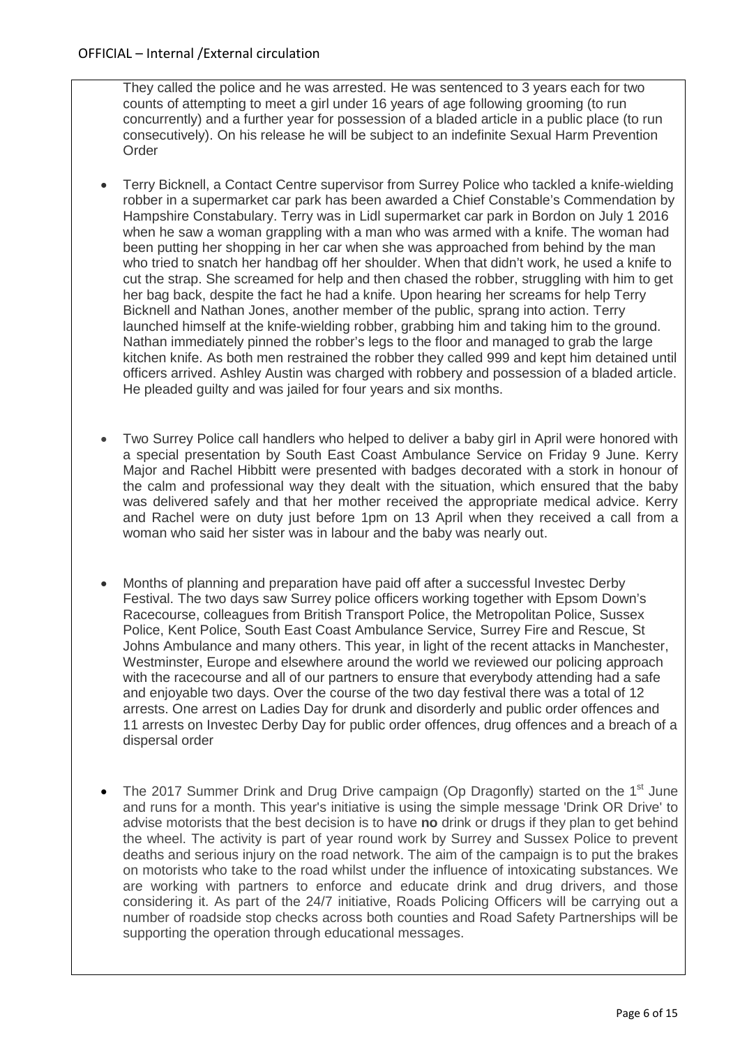They called the police and he was arrested. He was sentenced to 3 years each for two counts of attempting to meet a girl under 16 years of age following grooming (to run concurrently) and a further year for possession of a bladed article in a public place (to run consecutively). On his release he will be subject to an indefinite Sexual Harm Prevention Order

- Terry Bicknell, a Contact Centre supervisor from Surrey Police who tackled a knife-wielding robber in a supermarket car park has been awarded a Chief Constable's Commendation by Hampshire Constabulary. Terry was in Lidl supermarket car park in Bordon on July 1 2016 when he saw a woman grappling with a man who was armed with a knife. The woman had been putting her shopping in her car when she was approached from behind by the man who tried to snatch her handbag off her shoulder. When that didn't work, he used a knife to cut the strap. She screamed for help and then chased the robber, struggling with him to get her bag back, despite the fact he had a knife. Upon hearing her screams for help Terry Bicknell and Nathan Jones, another member of the public, sprang into action. Terry launched himself at the knife-wielding robber, grabbing him and taking him to the ground. Nathan immediately pinned the robber's legs to the floor and managed to grab the large kitchen knife. As both men restrained the robber they called 999 and kept him detained until officers arrived. Ashley Austin was charged with robbery and possession of a bladed article. He pleaded guilty and was jailed for four years and six months.

- Two Surrey Police call handlers who helped to deliver a baby girl in April were honored with a special presentation by South East Coast Ambulance Service on Friday 9 June. Kerry Major and Rachel Hibbitt were presented with badges decorated with a stork in honour of the calm and professional way they dealt with the situation, which ensured that the baby was delivered safely and that her mother received the appropriate medical advice. Kerry and Rachel were on duty just before 1pm on 13 April when they received a call from a woman who said her sister was in labour and the baby was nearly out.

- Months of planning and preparation have paid off after a successful Investec Derby Festival. The two days saw Surrey police officers working together with Epsom Down's Racecourse, colleagues from British Transport Police, the Metropolitan Police, Sussex Police, Kent Police, South East Coast Ambulance Service, Surrey Fire and Rescue, St Johns Ambulance and many others. This year, in light of the recent attacks in Manchester, Westminster, Europe and elsewhere around the world we reviewed our policing approach with the racecourse and all of our partners to ensure that everybody attending had a safe and enjoyable two days. Over the course of the two day festival there was a total of 12 arrests. One arrest on Ladies Day for drunk and disorderly and public order offences and 11 arrests on Investec Derby Day for public order offences, drug offences and a breach of a dispersal order

- The 2017 Summer Drink and Drug Drive campaign (Op Dragonfly) started on the 1st June and runs for a month. This year's initiative is using the simple message 'Drink OR Drive' to advise motorists that the best decision is to have **no** drink or drugs if they plan to get behind the wheel. The activity is part of year round work by Surrey and Sussex Police to prevent deaths and serious injury on the road network. The aim of the campaign is to put the brakes on motorists who take to the road whilst under the influence of intoxicating substances. We are working with partners to enforce and educate drink and drug drivers, and those considering it. As part of the 24/7 initiative, Roads Policing Officers will be carrying out a number of roadside stop checks across both counties and Road Safety Partnerships will be supporting the operation through educational messages.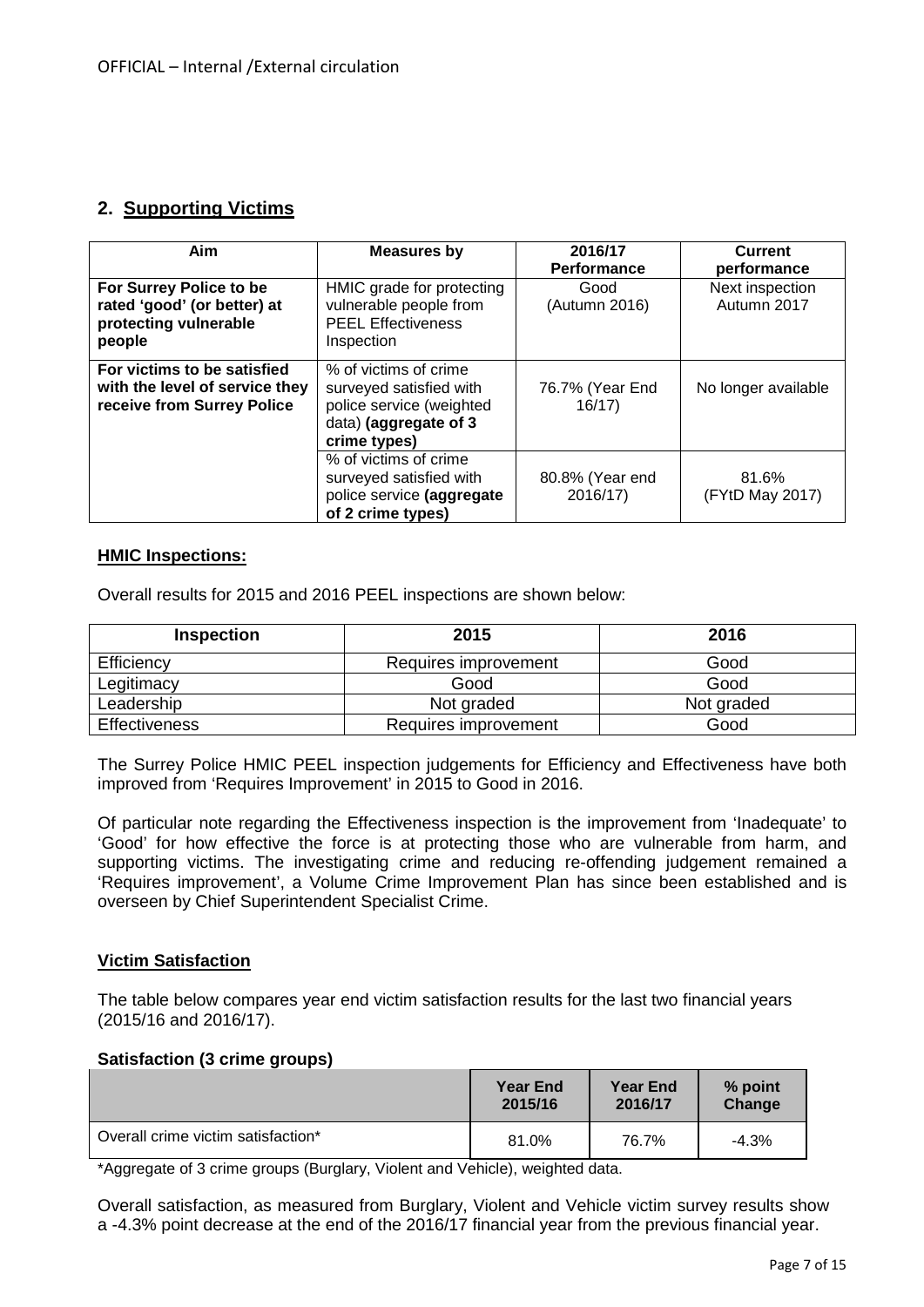## 2. Supporting Victims

| Aim | Measures by | 2016/17 Performance | Current performance |
|---|---|---|---|
| **For Surrey Police to be rated 'good' (or better) at protecting vulnerable people** | HMIC grade for protecting vulnerable people from PEEL Effectiveness Inspection | Good (Autumn 2016) | Next inspection Autumn 2017 |
| **For victims to be satisfied with the level of service they receive from Surrey Police** | % of victims of crime surveyed satisfied with police service (weighted data) **(aggregate of 3 crime types)** | 76.7% (Year End 16/17) | No longer available |
| | % of victims of crime surveyed satisfied with police service **(aggregate of 2 crime types)** | 80.8% (Year end 2016/17) | 81.6% (FYtD May 2017) |

### HMIC Inspections:

Overall results for 2015 and 2016 PEEL inspections are shown below:

| Inspection | 2015 | 2016 |
|---|---|---|
| Efficiency | Requires improvement | Good |
| Legitimacy | Good | Good |
| Leadership | Not graded | Not graded |
| Effectiveness | Requires improvement | Good |

The Surrey Police HMIC PEEL inspection judgements for Efficiency and Effectiveness have both improved from 'Requires Improvement' in 2015 to Good in 2016.

Of particular note regarding the Effectiveness inspection is the improvement from 'Inadequate' to 'Good' for how effective the force is at protecting those who are vulnerable from harm, and supporting victims. The investigating crime and reducing re-offending judgement remained a 'Requires improvement', a Volume Crime Improvement Plan has since been established and is overseen by Chief Superintendent Specialist Crime.

### Victim Satisfaction

The table below compares year end victim satisfaction results for the last two financial years (2015/16 and 2016/17).

**Satisfaction (3 crime groups)**

| | Year End 2015/16 | Year End 2016/17 | % point Change |
|---|---|---|---|
| Overall crime victim satisfaction* | 81.0% | 76.7% | -4.3% |

*Aggregate of 3 crime groups (Burglary, Violent and Vehicle), weighted data.

Overall satisfaction, as measured from Burglary, Violent and Vehicle victim survey results show a -4.3% point decrease at the end of the 2016/17 financial year from the previous financial year.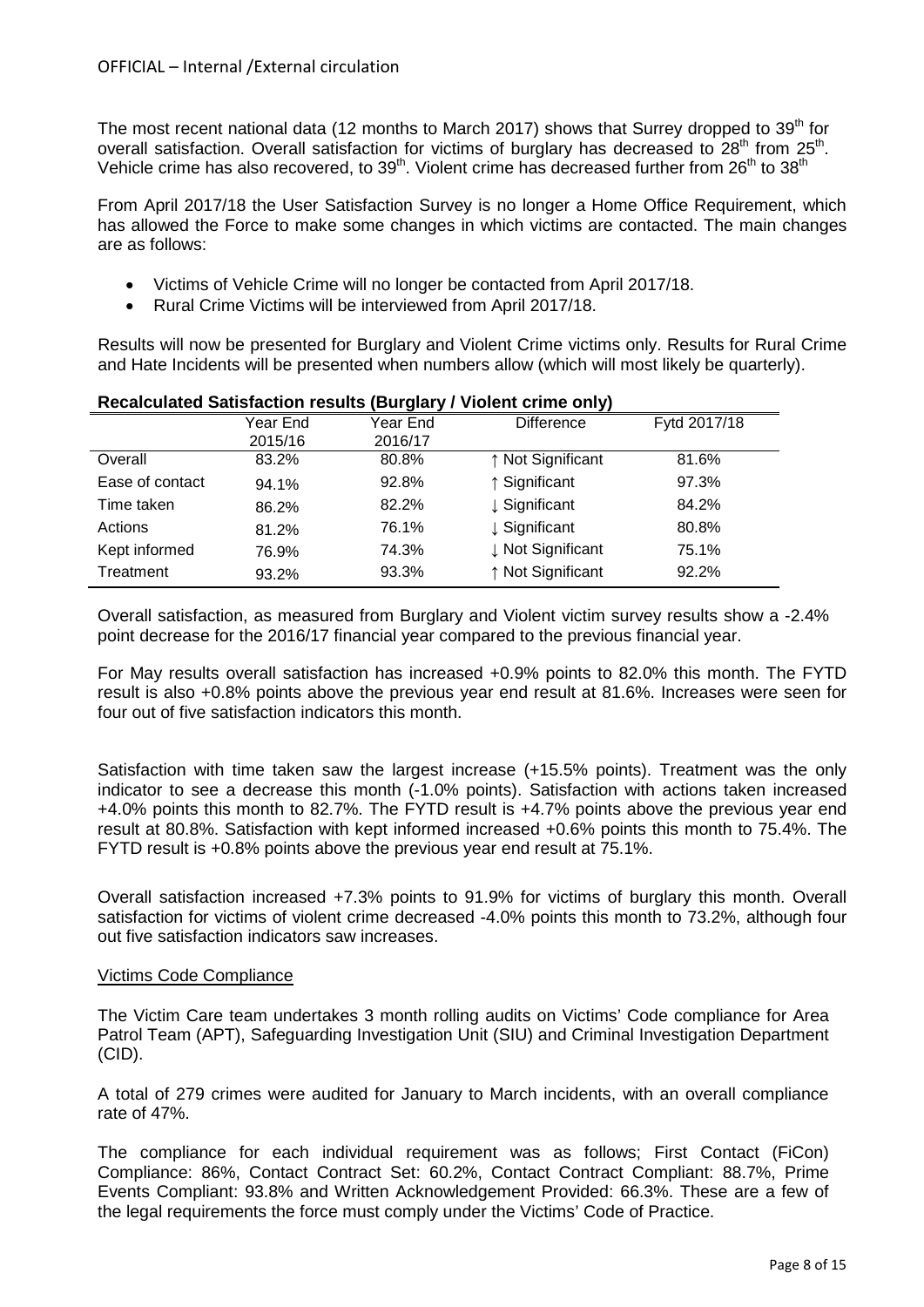OFFICIAL – Internal /External circulation

The most recent national data (12 months to March 2017) shows that Surrey dropped to 39th for overall satisfaction. Overall satisfaction for victims of burglary has decreased to 28th from 25th. Vehicle crime has also recovered, to 39th. Violent crime has decreased further from 26th to 38th

From April 2017/18 the User Satisfaction Survey is no longer a Home Office Requirement, which has allowed the Force to make some changes in which victims are contacted. The main changes are as follows:

- Victims of Vehicle Crime will no longer be contacted from April 2017/18.
- Rural Crime Victims will be interviewed from April 2017/18.

Results will now be presented for Burglary and Violent Crime victims only. Results for Rural Crime and Hate Incidents will be presented when numbers allow (which will most likely be quarterly).

**Recalculated Satisfaction results (Burglary / Violent crime only)**

| | Year End 2015/16 | Year End 2016/17 | Difference | Fytd 2017/18 |
|---|---|---|---|---|
| Overall | 83.2% | 80.8% | ↑ Not Significant | 81.6% |
| Ease of contact | 94.1% | 92.8% | ↑ Significant | 97.3% |
| Time taken | 86.2% | 82.2% | ↓ Significant | 84.2% |
| Actions | 81.2% | 76.1% | ↓ Significant | 80.8% |
| Kept informed | 76.9% | 74.3% | ↓ Not Significant | 75.1% |
| Treatment | 93.2% | 93.3% | ↑ Not Significant | 92.2% |

Overall satisfaction, as measured from Burglary and Violent victim survey results show a -2.4% point decrease for the 2016/17 financial year compared to the previous financial year.

For May results overall satisfaction has increased +0.9% points to 82.0% this month. The FYTD result is also +0.8% points above the previous year end result at 81.6%. Increases were seen for four out of five satisfaction indicators this month.

Satisfaction with time taken saw the largest increase (+15.5% points). Treatment was the only indicator to see a decrease this month (-1.0% points). Satisfaction with actions taken increased +4.0% points this month to 82.7%. The FYTD result is +4.7% points above the previous year end result at 80.8%. Satisfaction with kept informed increased +0.6% points this month to 75.4%. The FYTD result is +0.8% points above the previous year end result at 75.1%.

Overall satisfaction increased +7.3% points to 91.9% for victims of burglary this month. Overall satisfaction for victims of violent crime decreased -4.0% points this month to 73.2%, although four out five satisfaction indicators saw increases.

## Victims Code Compliance

The Victim Care team undertakes 3 month rolling audits on Victims' Code compliance for Area Patrol Team (APT), Safeguarding Investigation Unit (SIU) and Criminal Investigation Department (CID).

A total of 279 crimes were audited for January to March incidents, with an overall compliance rate of 47%.

The compliance for each individual requirement was as follows; First Contact (FiCon) Compliance: 86%, Contact Contract Set: 60.2%, Contact Contract Compliant: 88.7%, Prime Events Compliant: 93.8% and Written Acknowledgement Provided: 66.3%. These are a few of the legal requirements the force must comply under the Victims' Code of Practice.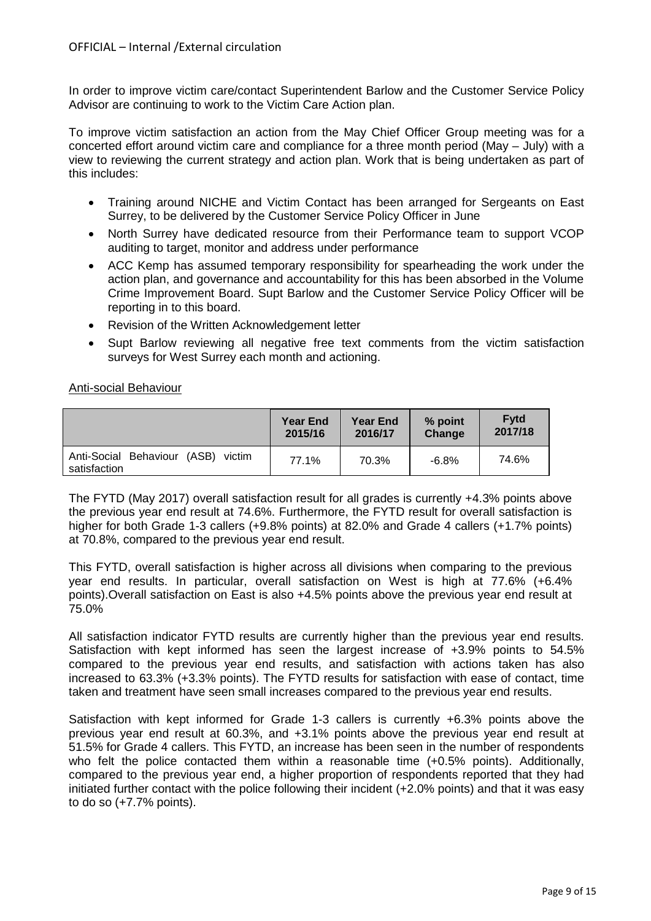In order to improve victim care/contact Superintendent Barlow and the Customer Service Policy Advisor are continuing to work to the Victim Care Action plan.

To improve victim satisfaction an action from the May Chief Officer Group meeting was for a concerted effort around victim care and compliance for a three month period (May – July) with a view to reviewing the current strategy and action plan. Work that is being undertaken as part of this includes:

- Training around NICHE and Victim Contact has been arranged for Sergeants on East Surrey, to be delivered by the Customer Service Policy Officer in June
- North Surrey have dedicated resource from their Performance team to support VCOP auditing to target, monitor and address under performance
- ACC Kemp has assumed temporary responsibility for spearheading the work under the action plan, and governance and accountability for this has been absorbed in the Volume Crime Improvement Board. Supt Barlow and the Customer Service Policy Officer will be reporting in to this board.
- Revision of the Written Acknowledgement letter
- Supt Barlow reviewing all negative free text comments from the victim satisfaction surveys for West Surrey each month and actioning.

Anti-social Behaviour

| | Year End 2015/16 | Year End 2016/17 | % point Change | Fytd 2017/18 |
|---|---|---|---|---|
| Anti-Social Behaviour (ASB) victim satisfaction | 77.1% | 70.3% | -6.8% | 74.6% |

The FYTD (May 2017) overall satisfaction result for all grades is currently +4.3% points above the previous year end result at 74.6%. Furthermore, the FYTD result for overall satisfaction is higher for both Grade 1-3 callers (+9.8% points) at 82.0% and Grade 4 callers (+1.7% points) at 70.8%, compared to the previous year end result.

This FYTD, overall satisfaction is higher across all divisions when comparing to the previous year end results. In particular, overall satisfaction on West is high at 77.6% (+6.4% points).Overall satisfaction on East is also +4.5% points above the previous year end result at 75.0%

All satisfaction indicator FYTD results are currently higher than the previous year end results. Satisfaction with kept informed has seen the largest increase of +3.9% points to 54.5% compared to the previous year end results, and satisfaction with actions taken has also increased to 63.3% (+3.3% points). The FYTD results for satisfaction with ease of contact, time taken and treatment have seen small increases compared to the previous year end results.

Satisfaction with kept informed for Grade 1-3 callers is currently +6.3% points above the previous year end result at 60.3%, and +3.1% points above the previous year end result at 51.5% for Grade 4 callers. This FYTD, an increase has been seen in the number of respondents who felt the police contacted them within a reasonable time (+0.5% points). Additionally, compared to the previous year end, a higher proportion of respondents reported that they had initiated further contact with the police following their incident (+2.0% points) and that it was easy to do so (+7.7% points).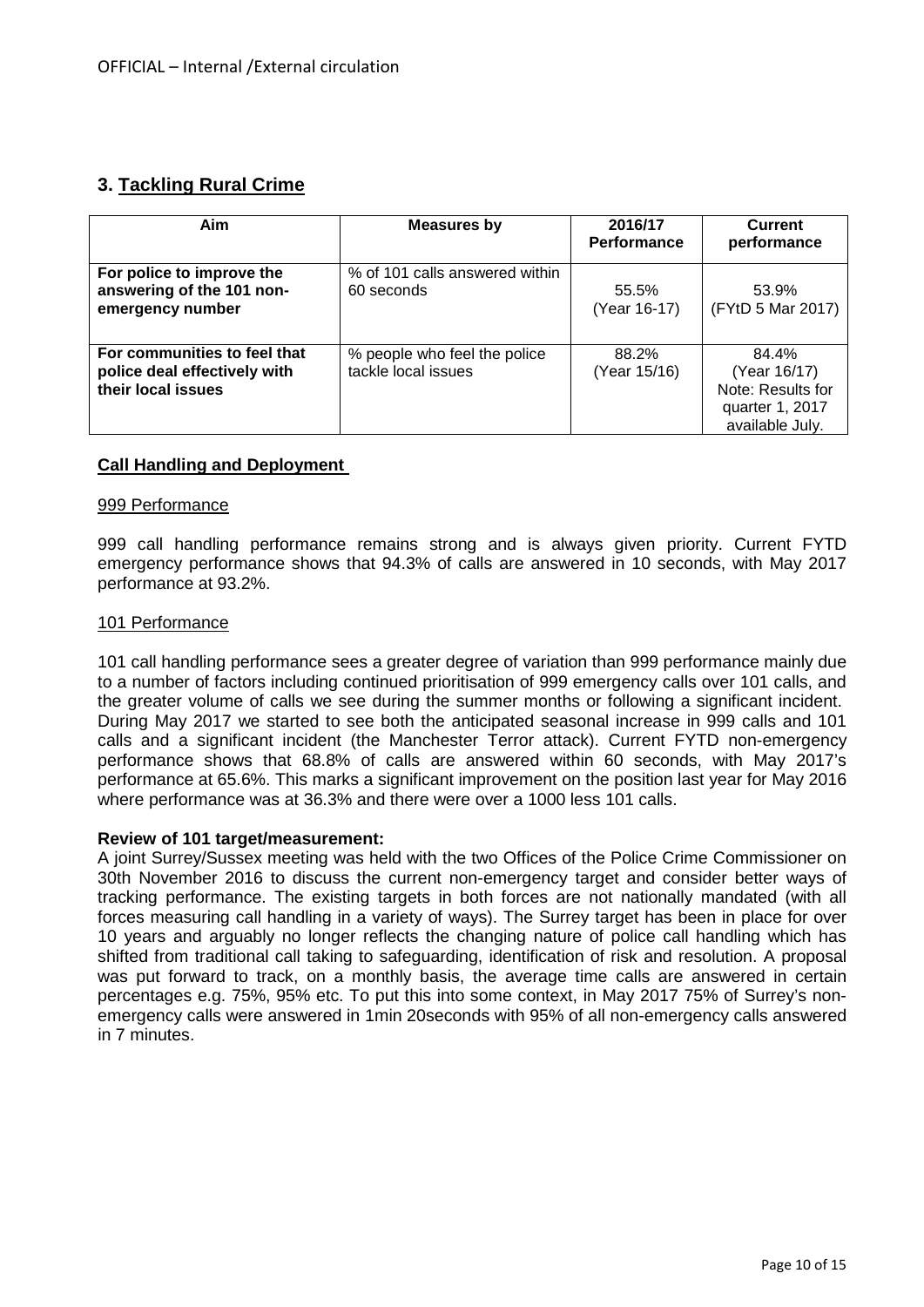## 3. Tackling Rural Crime

| Aim | Measures by | 2016/17 Performance | Current performance |
|---|---|---|---|
| **For police to improve the answering of the 101 non-emergency number** | % of 101 calls answered within 60 seconds | 55.5% (Year 16-17) | 53.9% (FYtD 5 Mar 2017) |
| **For communities to feel that police deal effectively with their local issues** | % people who feel the police tackle local issues | 88.2% (Year 15/16) | 84.4% (Year 16/17) Note: Results for quarter 1, 2017 available July. |

### Call Handling and Deployment

#### 999 Performance

999 call handling performance remains strong and is always given priority. Current FYTD emergency performance shows that 94.3% of calls are answered in 10 seconds, with May 2017 performance at 93.2%.

#### 101 Performance

101 call handling performance sees a greater degree of variation than 999 performance mainly due to a number of factors including continued prioritisation of 999 emergency calls over 101 calls, and the greater volume of calls we see during the summer months or following a significant incident. During May 2017 we started to see both the anticipated seasonal increase in 999 calls and 101 calls and a significant incident (the Manchester Terror attack). Current FYTD non-emergency performance shows that 68.8% of calls are answered within 60 seconds, with May 2017's performance at 65.6%. This marks a significant improvement on the position last year for May 2016 where performance was at 36.3% and there were over a 1000 less 101 calls.

**Review of 101 target/measurement:**

A joint Surrey/Sussex meeting was held with the two Offices of the Police Crime Commissioner on 30th November 2016 to discuss the current non-emergency target and consider better ways of tracking performance. The existing targets in both forces are not nationally mandated (with all forces measuring call handling in a variety of ways). The Surrey target has been in place for over 10 years and arguably no longer reflects the changing nature of police call handling which has shifted from traditional call taking to safeguarding, identification of risk and resolution. A proposal was put forward to track, on a monthly basis, the average time calls are answered in certain percentages e.g. 75%, 95% etc. To put this into some context, in May 2017 75% of Surrey's non-emergency calls were answered in 1min 20seconds with 95% of all non-emergency calls answered in 7 minutes.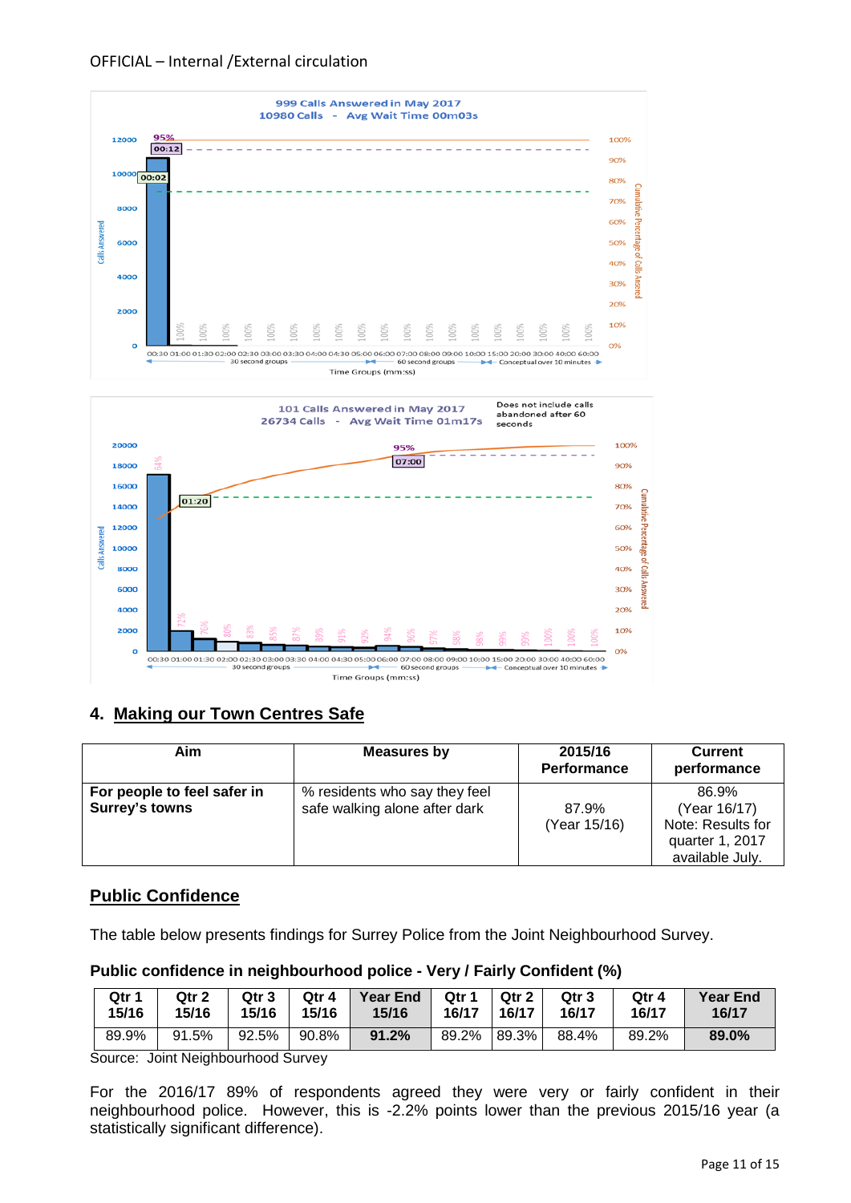OFFICIAL – Internal /External circulation

**999 Calls Answered in May 2017**
**10980 Calls - Avg Wait Time 00m03s**

**101 Calls Answered in May 2017**
**26734 Calls - Avg Wait Time 01m17s**

Does not include calls abandoned after 60 seconds

## 4. Making our Town Centres Safe

| Aim | Measures by | 2015/16 Performance | Current performance |
|---|---|---|---|
| **For people to feel safer in Surrey's towns** | % residents who say they feel safe walking alone after dark | 87.9% (Year 15/16) | 86.9% (Year 16/17) Note: Results for quarter 1, 2017 available July. |

## Public Confidence

The table below presents findings for Surrey Police from the Joint Neighbourhood Survey.

**Public confidence in neighbourhood police - Very / Fairly Confident (%)**

| Qtr 1 15/16 | Qtr 2 15/16 | Qtr 3 15/16 | Qtr 4 15/16 | Year End 15/16 | Qtr 1 16/17 | Qtr 2 16/17 | Qtr 3 16/17 | Qtr 4 16/17 | Year End 16/17 |
|---|---|---|---|---|---|---|---|---|---|
| 89.9% | 91.5% | 92.5% | 90.8% | **91.2%** | 89.2% | 89.3% | 88.4% | 89.2% | **89.0%** |

Source: Joint Neighbourhood Survey

For the 2016/17 89% of respondents agreed they were very or fairly confident in their neighbourhood police. However, this is -2.2% points lower than the previous 2015/16 year (a statistically significant difference).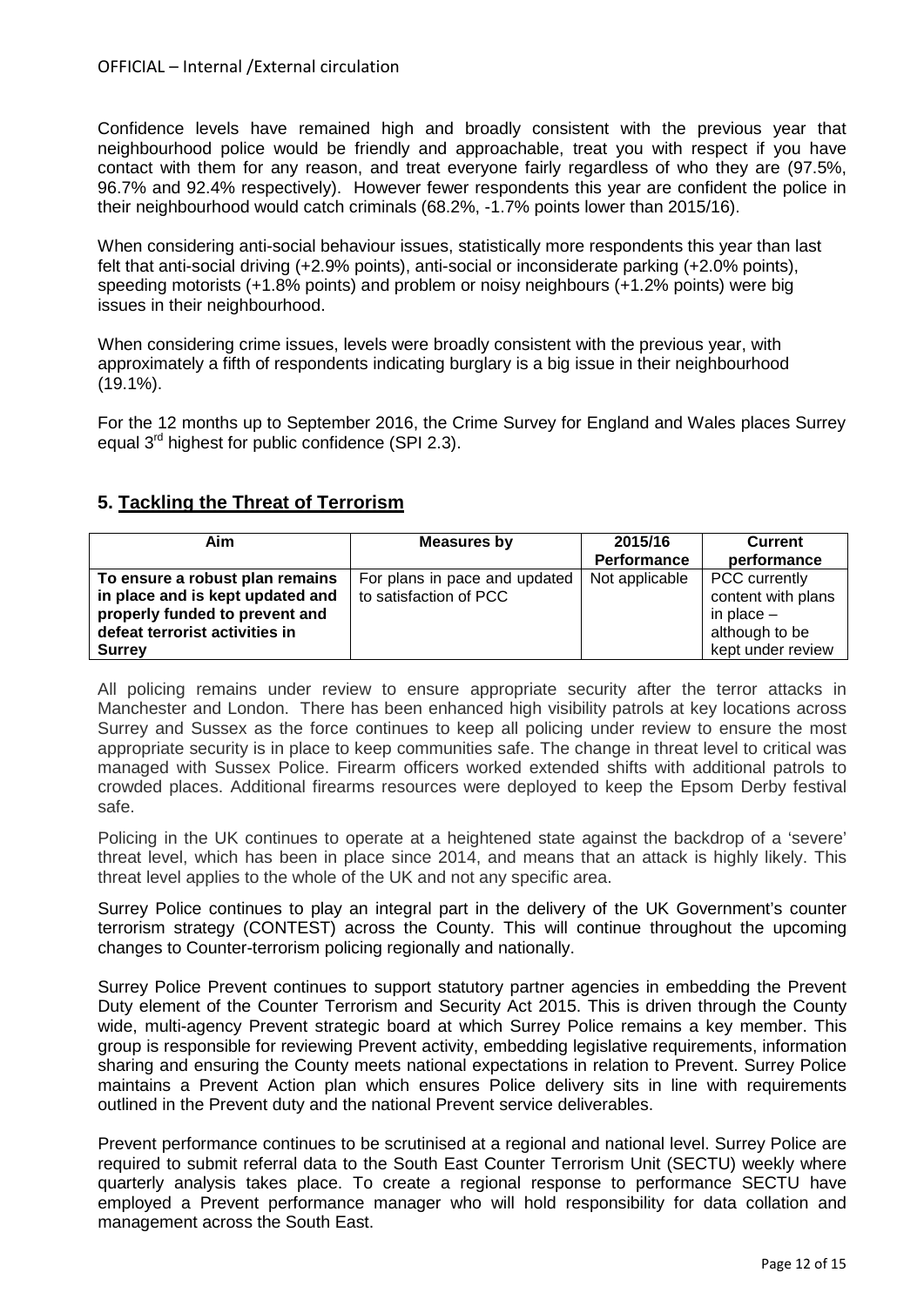Confidence levels have remained high and broadly consistent with the previous year that neighbourhood police would be friendly and approachable, treat you with respect if you have contact with them for any reason, and treat everyone fairly regardless of who they are (97.5%, 96.7% and 92.4% respectively). However fewer respondents this year are confident the police in their neighbourhood would catch criminals (68.2%, -1.7% points lower than 2015/16).

When considering anti-social behaviour issues, statistically more respondents this year than last felt that anti-social driving (+2.9% points), anti-social or inconsiderate parking (+2.0% points), speeding motorists (+1.8% points) and problem or noisy neighbours (+1.2% points) were big issues in their neighbourhood.

When considering crime issues, levels were broadly consistent with the previous year, with approximately a fifth of respondents indicating burglary is a big issue in their neighbourhood (19.1%).

For the 12 months up to September 2016, the Crime Survey for England and Wales places Surrey equal 3rd highest for public confidence (SPI 2.3).

## 5. Tackling the Threat of Terrorism

| Aim | Measures by | 2015/16 Performance | Current performance |
|---|---|---|---|
| **To ensure a robust plan remains in place and is kept updated and properly funded to prevent and defeat terrorist activities in Surrey** | For plans in pace and updated to satisfaction of PCC | Not applicable | PCC currently content with plans in place – although to be kept under review |

All policing remains under review to ensure appropriate security after the terror attacks in Manchester and London. There has been enhanced high visibility patrols at key locations across Surrey and Sussex as the force continues to keep all policing under review to ensure the most appropriate security is in place to keep communities safe. The change in threat level to critical was managed with Sussex Police. Firearm officers worked extended shifts with additional patrols to crowded places. Additional firearms resources were deployed to keep the Epsom Derby festival safe.

Policing in the UK continues to operate at a heightened state against the backdrop of a 'severe' threat level, which has been in place since 2014, and means that an attack is highly likely. This threat level applies to the whole of the UK and not any specific area.

Surrey Police continues to play an integral part in the delivery of the UK Government's counter terrorism strategy (CONTEST) across the County. This will continue throughout the upcoming changes to Counter-terrorism policing regionally and nationally.

Surrey Police Prevent continues to support statutory partner agencies in embedding the Prevent Duty element of the Counter Terrorism and Security Act 2015. This is driven through the County wide, multi-agency Prevent strategic board at which Surrey Police remains a key member. This group is responsible for reviewing Prevent activity, embedding legislative requirements, information sharing and ensuring the County meets national expectations in relation to Prevent. Surrey Police maintains a Prevent Action plan which ensures Police delivery sits in line with requirements outlined in the Prevent duty and the national Prevent service deliverables.

Prevent performance continues to be scrutinised at a regional and national level. Surrey Police are required to submit referral data to the South East Counter Terrorism Unit (SECTU) weekly where quarterly analysis takes place. To create a regional response to performance SECTU have employed a Prevent performance manager who will hold responsibility for data collation and management across the South East.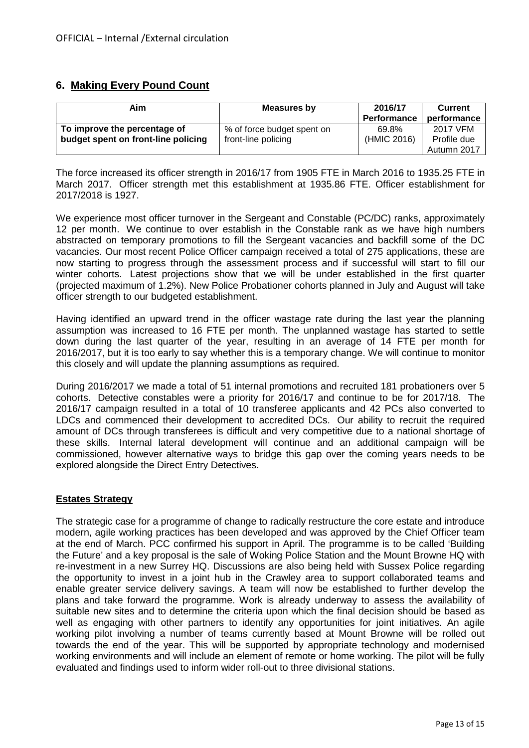## 6. Making Every Pound Count

| Aim | Measures by | 2016/17 Performance | Current performance |
|---|---|---|---|
| **To improve the percentage of budget spent on front-line policing** | % of force budget spent on front-line policing | 69.8% (HMIC 2016) | 2017 VFM Profile due Autumn 2017 |

The force increased its officer strength in 2016/17 from 1905 FTE in March 2016 to 1935.25 FTE in March 2017. Officer strength met this establishment at 1935.86 FTE. Officer establishment for 2017/2018 is 1927.

We experience most officer turnover in the Sergeant and Constable (PC/DC) ranks, approximately 12 per month. We continue to over establish in the Constable rank as we have high numbers abstracted on temporary promotions to fill the Sergeant vacancies and backfill some of the DC vacancies. Our most recent Police Officer campaign received a total of 275 applications, these are now starting to progress through the assessment process and if successful will start to fill our winter cohorts. Latest projections show that we will be under established in the first quarter (projected maximum of 1.2%). New Police Probationer cohorts planned in July and August will take officer strength to our budgeted establishment.

Having identified an upward trend in the officer wastage rate during the last year the planning assumption was increased to 16 FTE per month. The unplanned wastage has started to settle down during the last quarter of the year, resulting in an average of 14 FTE per month for 2016/2017, but it is too early to say whether this is a temporary change. We will continue to monitor this closely and will update the planning assumptions as required.

During 2016/2017 we made a total of 51 internal promotions and recruited 181 probationers over 5 cohorts. Detective constables were a priority for 2016/17 and continue to be for 2017/18. The 2016/17 campaign resulted in a total of 10 transferee applicants and 42 PCs also converted to LDCs and commenced their development to accredited DCs. Our ability to recruit the required amount of DCs through transferees is difficult and very competitive due to a national shortage of these skills. Internal lateral development will continue and an additional campaign will be commissioned, however alternative ways to bridge this gap over the coming years needs to be explored alongside the Direct Entry Detectives.

### Estates Strategy

The strategic case for a programme of change to radically restructure the core estate and introduce modern, agile working practices has been developed and was approved by the Chief Officer team at the end of March. PCC confirmed his support in April. The programme is to be called 'Building the Future' and a key proposal is the sale of Woking Police Station and the Mount Browne HQ with re-investment in a new Surrey HQ. Discussions are also being held with Sussex Police regarding the opportunity to invest in a joint hub in the Crawley area to support collaborated teams and enable greater service delivery savings. A team will now be established to further develop the plans and take forward the programme. Work is already underway to assess the availability of suitable new sites and to determine the criteria upon which the final decision should be based as well as engaging with other partners to identify any opportunities for joint initiatives. An agile working pilot involving a number of teams currently based at Mount Browne will be rolled out towards the end of the year. This will be supported by appropriate technology and modernised working environments and will include an element of remote or home working. The pilot will be fully evaluated and findings used to inform wider roll-out to three divisional stations.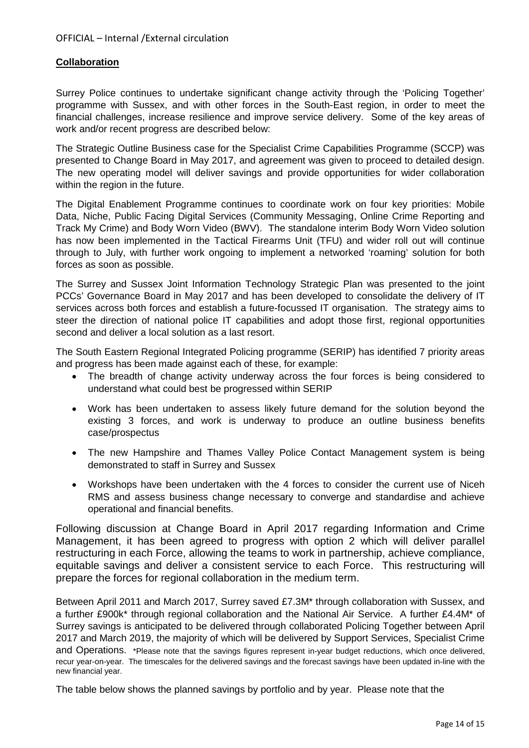OFFICIAL – Internal /External circulation

**Collaboration**

Surrey Police continues to undertake significant change activity through the 'Policing Together' programme with Sussex, and with other forces in the South-East region, in order to meet the financial challenges, increase resilience and improve service delivery. Some of the key areas of work and/or recent progress are described below:

The Strategic Outline Business case for the Specialist Crime Capabilities Programme (SCCP) was presented to Change Board in May 2017, and agreement was given to proceed to detailed design. The new operating model will deliver savings and provide opportunities for wider collaboration within the region in the future.

The Digital Enablement Programme continues to coordinate work on four key priorities: Mobile Data, Niche, Public Facing Digital Services (Community Messaging, Online Crime Reporting and Track My Crime) and Body Worn Video (BWV). The standalone interim Body Worn Video solution has now been implemented in the Tactical Firearms Unit (TFU) and wider roll out will continue through to July, with further work ongoing to implement a networked 'roaming' solution for both forces as soon as possible.

The Surrey and Sussex Joint Information Technology Strategic Plan was presented to the joint PCCs' Governance Board in May 2017 and has been developed to consolidate the delivery of IT services across both forces and establish a future-focussed IT organisation. The strategy aims to steer the direction of national police IT capabilities and adopt those first, regional opportunities second and deliver a local solution as a last resort.

The South Eastern Regional Integrated Policing programme (SERIP) has identified 7 priority areas and progress has been made against each of these, for example:

- The breadth of change activity underway across the four forces is being considered to understand what could best be progressed within SERIP
- Work has been undertaken to assess likely future demand for the solution beyond the existing 3 forces, and work is underway to produce an outline business benefits case/prospectus
- The new Hampshire and Thames Valley Police Contact Management system is being demonstrated to staff in Surrey and Sussex
- Workshops have been undertaken with the 4 forces to consider the current use of Niceh RMS and assess business change necessary to converge and standardise and achieve operational and financial benefits.

Following discussion at Change Board in April 2017 regarding Information and Crime Management, it has been agreed to progress with option 2 which will deliver parallel restructuring in each Force, allowing the teams to work in partnership, achieve compliance, equitable savings and deliver a consistent service to each Force. This restructuring will prepare the forces for regional collaboration in the medium term.

Between April 2011 and March 2017, Surrey saved £7.3M* through collaboration with Sussex, and a further £900k* through regional collaboration and the National Air Service. A further £4.4M* of Surrey savings is anticipated to be delivered through collaborated Policing Together between April 2017 and March 2019, the majority of which will be delivered by Support Services, Specialist Crime and Operations. *Please note that the savings figures represent in-year budget reductions, which once delivered, recur year-on-year. The timescales for the delivered savings and the forecast savings have been updated in-line with the new financial year.

The table below shows the planned savings by portfolio and by year. Please note that the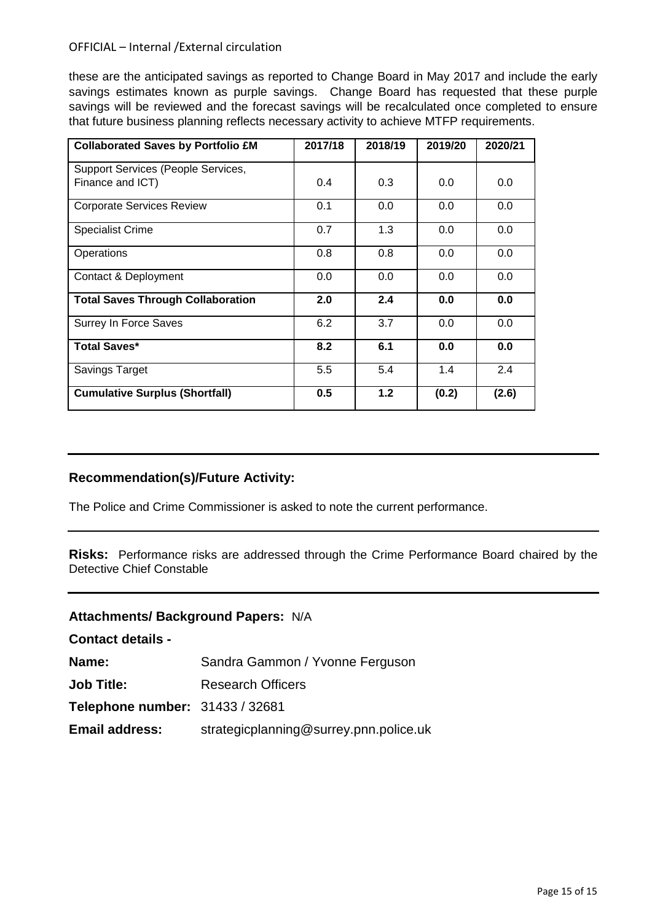these are the anticipated savings as reported to Change Board in May 2017 and include the early savings estimates known as purple savings. Change Board has requested that these purple savings will be reviewed and the forecast savings will be recalculated once completed to ensure that future business planning reflects necessary activity to achieve MTFP requirements.

| **Collaborated Saves by Portfolio £M** | **2017/18** | **2018/19** | **2019/20** | **2020/21** |
|---|---|---|---|---|
| Support Services (People Services, Finance and ICT) | 0.4 | 0.3 | 0.0 | 0.0 |
| Corporate Services Review | 0.1 | 0.0 | 0.0 | 0.0 |
| Specialist Crime | 0.7 | 1.3 | 0.0 | 0.0 |
| Operations | 0.8 | 0.8 | 0.0 | 0.0 |
| Contact & Deployment | 0.0 | 0.0 | 0.0 | 0.0 |
| **Total Saves Through Collaboration** | **2.0** | **2.4** | **0.0** | **0.0** |
| Surrey In Force Saves | 6.2 | 3.7 | 0.0 | 0.0 |
| **Total Saves*** | **8.2** | **6.1** | **0.0** | **0.0** |
| Savings Target | 5.5 | 5.4 | 1.4 | 2.4 |
| **Cumulative Surplus (Shortfall)** | **0.5** | **1.2** | **(0.2)** | **(2.6)** |

---

### Recommendation(s)/Future Activity:

The Police and Crime Commissioner is asked to note the current performance.

---

**Risks:** Performance risks are addressed through the Crime Performance Board chaired by the Detective Chief Constable

---

**Attachments/ Background Papers:** N/A

**Contact details -**

**Name:** Sandra Gammon / Yvonne Ferguson

**Job Title:** Research Officers

**Telephone number:** 31433 / 32681

**Email address:** strategicplanning@surrey.pnn.police.uk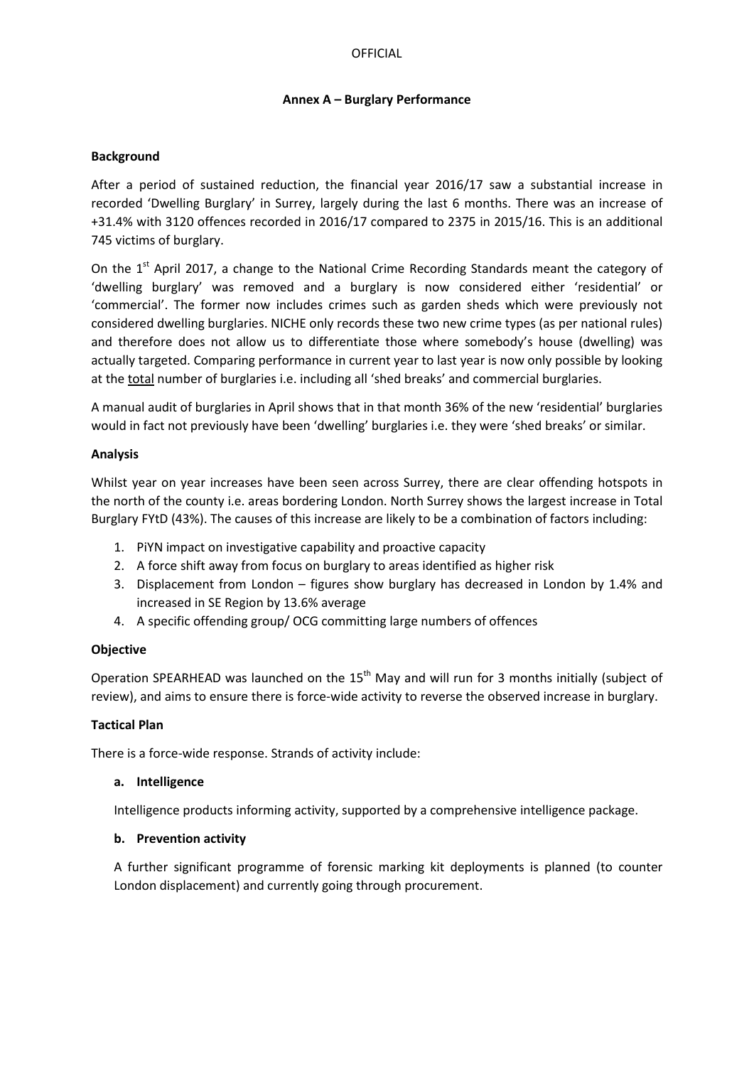OFFICIAL

## Annex A – Burglary Performance

### Background

After a period of sustained reduction, the financial year 2016/17 saw a substantial increase in recorded 'Dwelling Burglary' in Surrey, largely during the last 6 months. There was an increase of +31.4% with 3120 offences recorded in 2016/17 compared to 2375 in 2015/16. This is an additional 745 victims of burglary.

On the 1st April 2017, a change to the National Crime Recording Standards meant the category of 'dwelling burglary' was removed and a burglary is now considered either 'residential' or 'commercial'. The former now includes crimes such as garden sheds which were previously not considered dwelling burglaries. NICHE only records these two new crime types (as per national rules) and therefore does not allow us to differentiate those where somebody's house (dwelling) was actually targeted. Comparing performance in current year to last year is now only possible by looking at the total number of burglaries i.e. including all 'shed breaks' and commercial burglaries.

A manual audit of burglaries in April shows that in that month 36% of the new 'residential' burglaries would in fact not previously have been 'dwelling' burglaries i.e. they were 'shed breaks' or similar.

### Analysis

Whilst year on year increases have been seen across Surrey, there are clear offending hotspots in the north of the county i.e. areas bordering London. North Surrey shows the largest increase in Total Burglary FYtD (43%). The causes of this increase are likely to be a combination of factors including:

1. PiYN impact on investigative capability and proactive capacity
2. A force shift away from focus on burglary to areas identified as higher risk
3. Displacement from London – figures show burglary has decreased in London by 1.4% and increased in SE Region by 13.6% average
4. A specific offending group/ OCG committing large numbers of offences

### Objective

Operation SPEARHEAD was launched on the 15th May and will run for 3 months initially (subject of review), and aims to ensure there is force-wide activity to reverse the observed increase in burglary.

### Tactical Plan

There is a force-wide response. Strands of activity include:

**a. Intelligence**

Intelligence products informing activity, supported by a comprehensive intelligence package.

**b. Prevention activity**

A further significant programme of forensic marking kit deployments is planned (to counter London displacement) and currently going through procurement.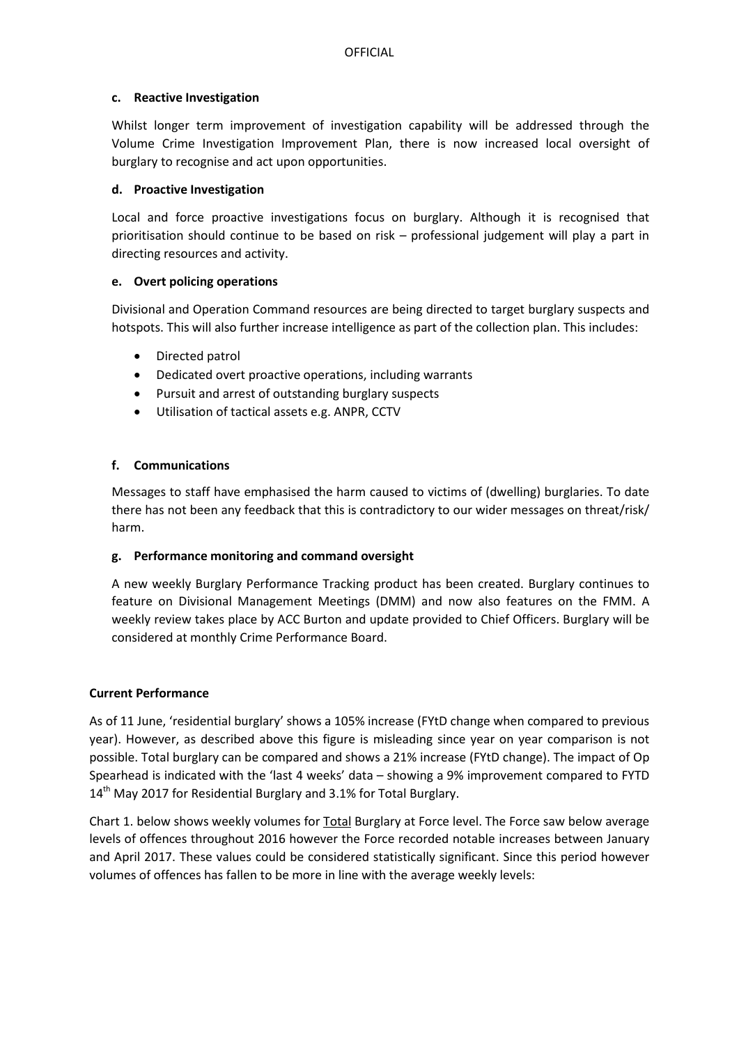#### c. Reactive Investigation

Whilst longer term improvement of investigation capability will be addressed through the Volume Crime Investigation Improvement Plan, there is now increased local oversight of burglary to recognise and act upon opportunities.

#### d. Proactive Investigation

Local and force proactive investigations focus on burglary. Although it is recognised that prioritisation should continue to be based on risk – professional judgement will play a part in directing resources and activity.

#### e. Overt policing operations

Divisional and Operation Command resources are being directed to target burglary suspects and hotspots. This will also further increase intelligence as part of the collection plan. This includes:

- Directed patrol
- Dedicated overt proactive operations, including warrants
- Pursuit and arrest of outstanding burglary suspects
- Utilisation of tactical assets e.g. ANPR, CCTV

#### f. Communications

Messages to staff have emphasised the harm caused to victims of (dwelling) burglaries. To date there has not been any feedback that this is contradictory to our wider messages on threat/risk/harm.

#### g. Performance monitoring and command oversight

A new weekly Burglary Performance Tracking product has been created. Burglary continues to feature on Divisional Management Meetings (DMM) and now also features on the FMM. A weekly review takes place by ACC Burton and update provided to Chief Officers. Burglary will be considered at monthly Crime Performance Board.

### Current Performance

As of 11 June, 'residential burglary' shows a 105% increase (FYtD change when compared to previous year). However, as described above this figure is misleading since year on year comparison is not possible. Total burglary can be compared and shows a 21% increase (FYtD change). The impact of Op Spearhead is indicated with the 'last 4 weeks' data – showing a 9% improvement compared to FYTD 14th May 2017 for Residential Burglary and 3.1% for Total Burglary.

Chart 1. below shows weekly volumes for Total Burglary at Force level. The Force saw below average levels of offences throughout 2016 however the Force recorded notable increases between January and April 2017. These values could be considered statistically significant. Since this period however volumes of offences has fallen to be more in line with the average weekly levels: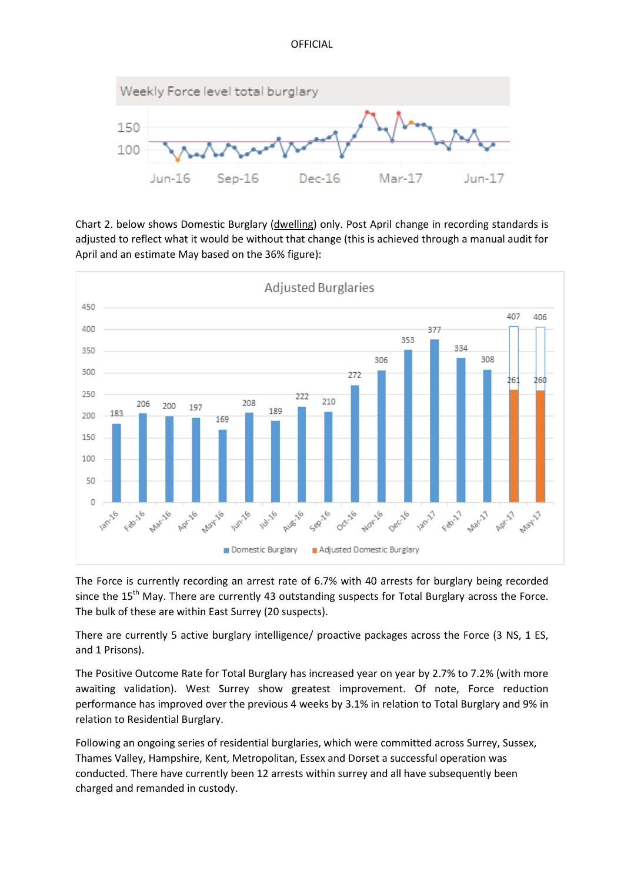Weekly Force level total burglary

150
100

Jun-16 Sep-16 Dec-16 Mar-17 Jun-17

Chart 2. below shows Domestic Burglary (dwelling) only. Post April change in recording standards is adjusted to reflect what it would be without that change (this is achieved through a manual audit for April and an estimate May based on the 36% figure):

Adjusted Burglaries

450
400
350
300
250
200
150
100
50
0

183 206 200 197 169 208 189 222 210 272 306 353 377 334 308 407 261 406 260

Jan-16 Feb-16 Mar-16 Apr-16 May-16 Jun-16 Jul-16 Aug-16 Sep-16 Oct-16 Nov-16 Dec-16 Jan-17 Feb-17 Mar-17 Apr-17 May-17

Domestic Burglary   Adjusted Domestic Burglary

The Force is currently recording an arrest rate of 6.7% with 40 arrests for burglary being recorded since the 15th May. There are currently 43 outstanding suspects for Total Burglary across the Force. The bulk of these are within East Surrey (20 suspects).

There are currently 5 active burglary intelligence/ proactive packages across the Force (3 NS, 1 ES, and 1 Prisons).

The Positive Outcome Rate for Total Burglary has increased year on year by 2.7% to 7.2% (with more awaiting validation). West Surrey show greatest improvement. Of note, Force reduction performance has improved over the previous 4 weeks by 3.1% in relation to Total Burglary and 9% in relation to Residential Burglary.

Following an ongoing series of residential burglaries, which were committed across Surrey, Sussex, Thames Valley, Hampshire, Kent, Metropolitan, Essex and Dorset a successful operation was conducted. There have currently been 12 arrests within surrey and all have subsequently been charged and remanded in custody.